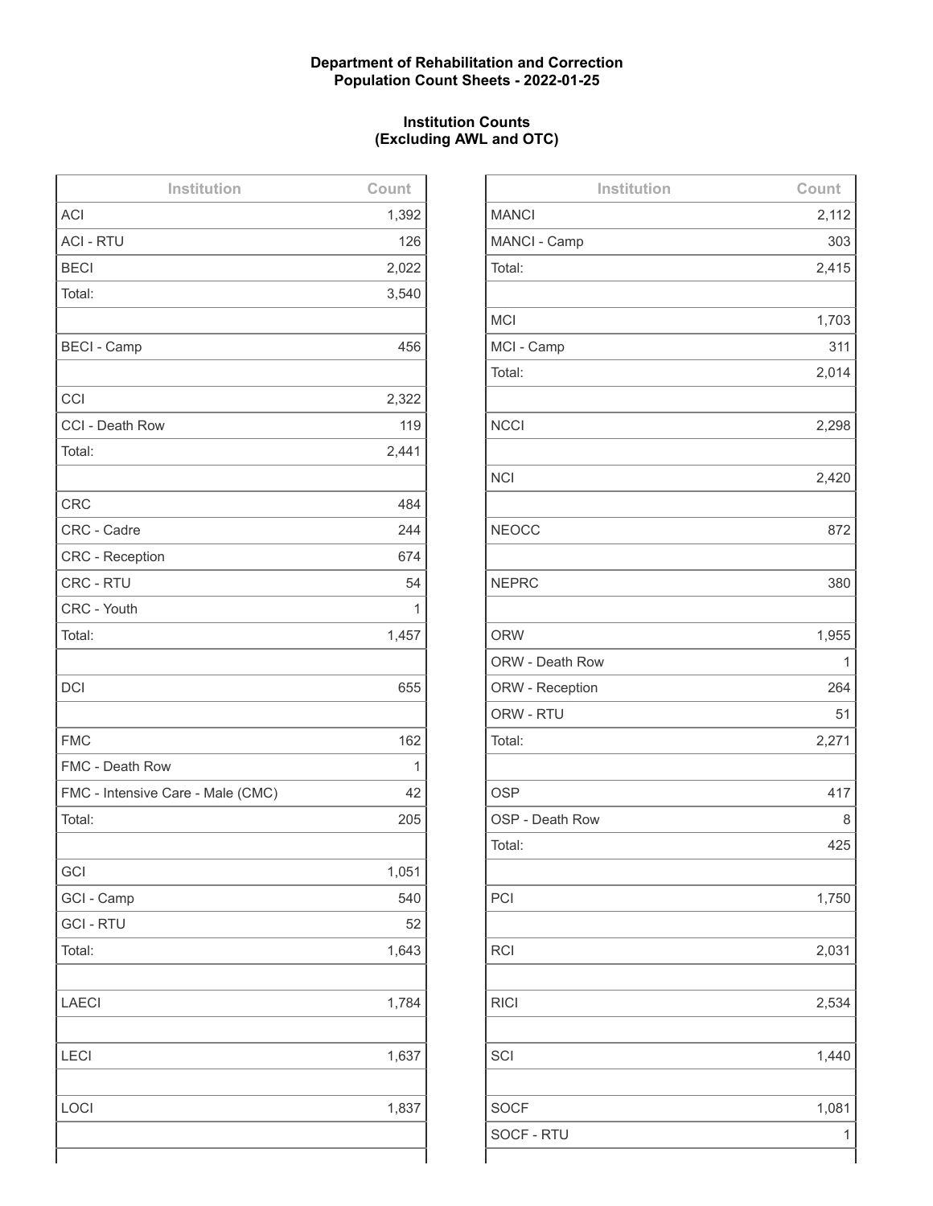**Department of Rehabilitation and Correction**
**Population Count Sheets - 2022-01-25**

**Institution Counts**
**(Excluding AWL and OTC)**

| Institution | Count |
|---|---|
| ACI | 1,392 |
| ACI - RTU | 126 |
| BECI | 2,022 |
| Total: | 3,540 |
| | |
| BECI - Camp | 456 |
| | |
| CCI | 2,322 |
| CCI - Death Row | 119 |
| Total: | 2,441 |
| | |
| CRC | 484 |
| CRC - Cadre | 244 |
| CRC - Reception | 674 |
| CRC - RTU | 54 |
| CRC - Youth | 1 |
| Total: | 1,457 |
| | |
| DCI | 655 |
| | |
| FMC | 162 |
| FMC - Death Row | 1 |
| FMC - Intensive Care - Male (CMC) | 42 |
| Total: | 205 |
| | |
| GCI | 1,051 |
| GCI - Camp | 540 |
| GCI - RTU | 52 |
| Total: | 1,643 |
| | |
| LAECI | 1,784 |
| | |
| LECI | 1,637 |
| | |
| LOCI | 1,837 |
| | |

| Institution | Count |
|---|---|
| MANCI | 2,112 |
| MANCI - Camp | 303 |
| Total: | 2,415 |
| | |
| MCI | 1,703 |
| MCI - Camp | 311 |
| Total: | 2,014 |
| | |
| NCCI | 2,298 |
| | |
| NCI | 2,420 |
| | |
| NEOCC | 872 |
| | |
| NEPRC | 380 |
| | |
| ORW | 1,955 |
| ORW - Death Row | 1 |
| ORW - Reception | 264 |
| ORW - RTU | 51 |
| Total: | 2,271 |
| | |
| OSP | 417 |
| OSP - Death Row | 8 |
| Total: | 425 |
| | |
| PCI | 1,750 |
| | |
| RCI | 2,031 |
| | |
| RICI | 2,534 |
| | |
| SCI | 1,440 |
| | |
| SOCF | 1,081 |
| SOCF - RTU | 1 |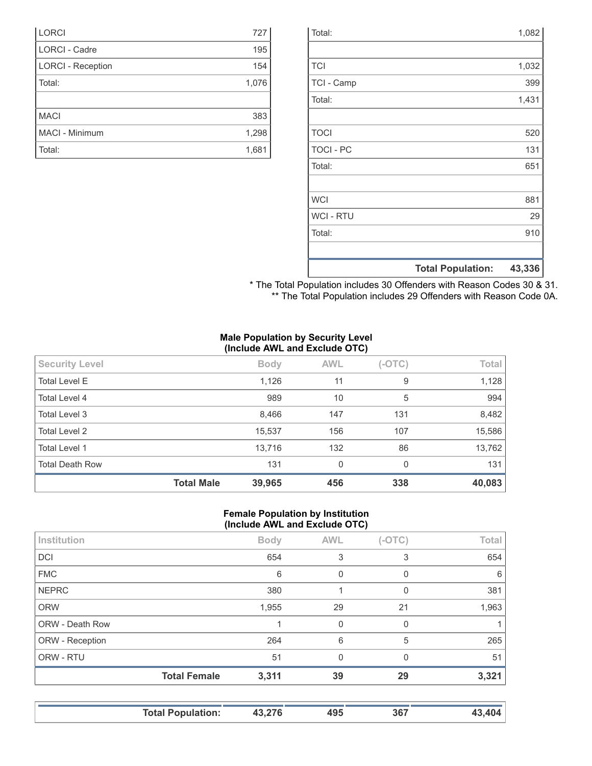| | |
|---|---|
| LORCI | 727 |
| LORCI - Cadre | 195 |
| LORCI - Reception | 154 |
| Total: | 1,076 |
| | |
| MACI | 383 |
| MACI - Minimum | 1,298 |
| Total: | 1,681 |

| | |
|---|---|
| Total: | 1,082 |
| | |
| TCI | 1,032 |
| TCI - Camp | 399 |
| Total: | 1,431 |
| | |
| TOCI | 520 |
| TOCI - PC | 131 |
| Total: | 651 |
| | |
| WCI | 881 |
| WCI - RTU | 29 |
| Total: | 910 |
| | |
| **Total Population:** | **43,336** |

* The Total Population includes 30 Offenders with Reason Codes 30 & 31.
** The Total Population includes 29 Offenders with Reason Code 0A.

**Male Population by Security Level (Include AWL and Exclude OTC)**

| Security Level | Body | AWL | (-OTC) | Total |
|---|---|---|---|---|
| Total Level E | 1,126 | 11 | 9 | 1,128 |
| Total Level 4 | 989 | 10 | 5 | 994 |
| Total Level 3 | 8,466 | 147 | 131 | 8,482 |
| Total Level 2 | 15,537 | 156 | 107 | 15,586 |
| Total Level 1 | 13,716 | 132 | 86 | 13,762 |
| Total Death Row | 131 | 0 | 0 | 131 |
| **Total Male** | **39,965** | **456** | **338** | **40,083** |

**Female Population by Institution (Include AWL and Exclude OTC)**

| Institution | Body | AWL | (-OTC) | Total |
|---|---|---|---|---|
| DCI | 654 | 3 | 3 | 654 |
| FMC | 6 | 0 | 0 | 6 |
| NEPRC | 380 | 1 | 0 | 381 |
| ORW | 1,955 | 29 | 21 | 1,963 |
| ORW - Death Row | 1 | 0 | 0 | 1 |
| ORW - Reception | 264 | 6 | 5 | 265 |
| ORW - RTU | 51 | 0 | 0 | 51 |
| **Total Female** | **3,311** | **39** | **29** | **3,321** |

| | | | | |
|---|---|---|---|---|
| **Total Population:** | **43,276** | **495** | **367** | **43,404** |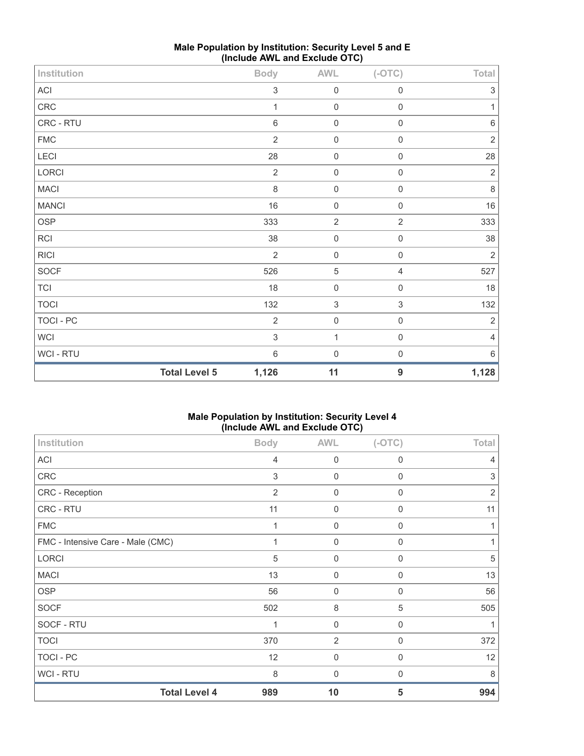## Male Population by Institution: Security Level 5 and E (Include AWL and Exclude OTC)

| Institution | Body | AWL | (-OTC) | Total |
|---|---|---|---|---|
| ACI | 3 | 0 | 0 | 3 |
| CRC | 1 | 0 | 0 | 1 |
| CRC - RTU | 6 | 0 | 0 | 6 |
| FMC | 2 | 0 | 0 | 2 |
| LECI | 28 | 0 | 0 | 28 |
| LORCI | 2 | 0 | 0 | 2 |
| MACI | 8 | 0 | 0 | 8 |
| MANCI | 16 | 0 | 0 | 16 |
| OSP | 333 | 2 | 2 | 333 |
| RCI | 38 | 0 | 0 | 38 |
| RICI | 2 | 0 | 0 | 2 |
| SOCF | 526 | 5 | 4 | 527 |
| TCI | 18 | 0 | 0 | 18 |
| TOCI | 132 | 3 | 3 | 132 |
| TOCI - PC | 2 | 0 | 0 | 2 |
| WCI | 3 | 1 | 0 | 4 |
| WCI - RTU | 6 | 0 | 0 | 6 |
| **Total Level 5** | **1,126** | **11** | **9** | **1,128** |

## Male Population by Institution: Security Level 4 (Include AWL and Exclude OTC)

| Institution | Body | AWL | (-OTC) | Total |
|---|---|---|---|---|
| ACI | 4 | 0 | 0 | 4 |
| CRC | 3 | 0 | 0 | 3 |
| CRC - Reception | 2 | 0 | 0 | 2 |
| CRC - RTU | 11 | 0 | 0 | 11 |
| FMC | 1 | 0 | 0 | 1 |
| FMC - Intensive Care - Male (CMC) | 1 | 0 | 0 | 1 |
| LORCI | 5 | 0 | 0 | 5 |
| MACI | 13 | 0 | 0 | 13 |
| OSP | 56 | 0 | 0 | 56 |
| SOCF | 502 | 8 | 5 | 505 |
| SOCF - RTU | 1 | 0 | 0 | 1 |
| TOCI | 370 | 2 | 0 | 372 |
| TOCI - PC | 12 | 0 | 0 | 12 |
| WCI - RTU | 8 | 0 | 0 | 8 |
| **Total Level 4** | **989** | **10** | **5** | **994** |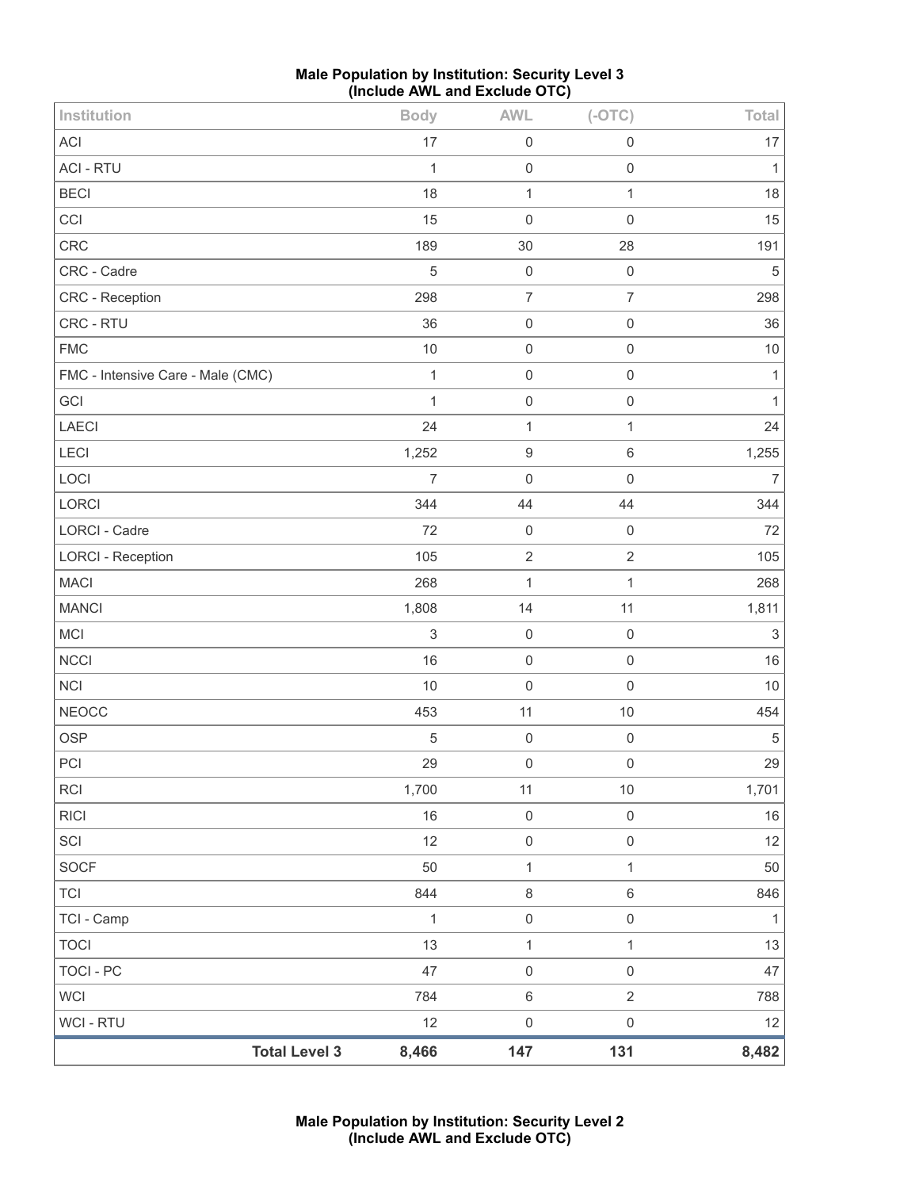**Male Population by Institution: Security Level 3**
**(Include AWL and Exclude OTC)**

| Institution | Body | AWL | (-OTC) | Total |
|---|---|---|---|---|
| ACI | 17 | 0 | 0 | 17 |
| ACI - RTU | 1 | 0 | 0 | 1 |
| BECI | 18 | 1 | 1 | 18 |
| CCI | 15 | 0 | 0 | 15 |
| CRC | 189 | 30 | 28 | 191 |
| CRC - Cadre | 5 | 0 | 0 | 5 |
| CRC - Reception | 298 | 7 | 7 | 298 |
| CRC - RTU | 36 | 0 | 0 | 36 |
| FMC | 10 | 0 | 0 | 10 |
| FMC - Intensive Care - Male (CMC) | 1 | 0 | 0 | 1 |
| GCI | 1 | 0 | 0 | 1 |
| LAECI | 24 | 1 | 1 | 24 |
| LECI | 1,252 | 9 | 6 | 1,255 |
| LOCI | 7 | 0 | 0 | 7 |
| LORCI | 344 | 44 | 44 | 344 |
| LORCI - Cadre | 72 | 0 | 0 | 72 |
| LORCI - Reception | 105 | 2 | 2 | 105 |
| MACI | 268 | 1 | 1 | 268 |
| MANCI | 1,808 | 14 | 11 | 1,811 |
| MCI | 3 | 0 | 0 | 3 |
| NCCI | 16 | 0 | 0 | 16 |
| NCI | 10 | 0 | 0 | 10 |
| NEOCC | 453 | 11 | 10 | 454 |
| OSP | 5 | 0 | 0 | 5 |
| PCI | 29 | 0 | 0 | 29 |
| RCI | 1,700 | 11 | 10 | 1,701 |
| RICI | 16 | 0 | 0 | 16 |
| SCI | 12 | 0 | 0 | 12 |
| SOCF | 50 | 1 | 1 | 50 |
| TCI | 844 | 8 | 6 | 846 |
| TCI - Camp | 1 | 0 | 0 | 1 |
| TOCI | 13 | 1 | 1 | 13 |
| TOCI - PC | 47 | 0 | 0 | 47 |
| WCI | 784 | 6 | 2 | 788 |
| WCI - RTU | 12 | 0 | 0 | 12 |
| **Total Level 3** | **8,466** | **147** | **131** | **8,482** |

**Male Population by Institution: Security Level 2**
**(Include AWL and Exclude OTC)**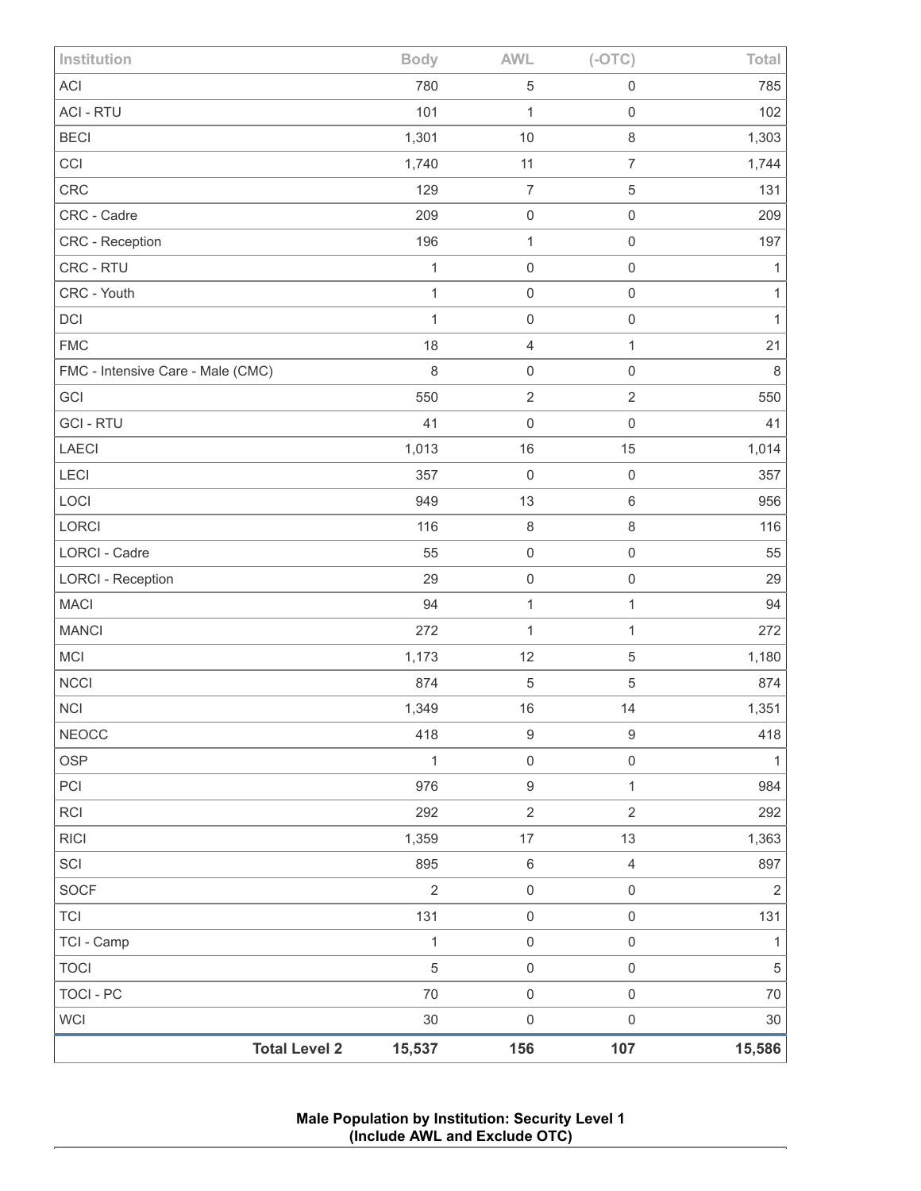| Institution | Body | AWL | (-OTC) | Total |
|---|---|---|---|---|
| ACI | 780 | 5 | 0 | 785 |
| ACI - RTU | 101 | 1 | 0 | 102 |
| BECI | 1,301 | 10 | 8 | 1,303 |
| CCI | 1,740 | 11 | 7 | 1,744 |
| CRC | 129 | 7 | 5 | 131 |
| CRC - Cadre | 209 | 0 | 0 | 209 |
| CRC - Reception | 196 | 1 | 0 | 197 |
| CRC - RTU | 1 | 0 | 0 | 1 |
| CRC - Youth | 1 | 0 | 0 | 1 |
| DCI | 1 | 0 | 0 | 1 |
| FMC | 18 | 4 | 1 | 21 |
| FMC - Intensive Care - Male (CMC) | 8 | 0 | 0 | 8 |
| GCI | 550 | 2 | 2 | 550 |
| GCI - RTU | 41 | 0 | 0 | 41 |
| LAECI | 1,013 | 16 | 15 | 1,014 |
| LECI | 357 | 0 | 0 | 357 |
| LOCI | 949 | 13 | 6 | 956 |
| LORCI | 116 | 8 | 8 | 116 |
| LORCI - Cadre | 55 | 0 | 0 | 55 |
| LORCI - Reception | 29 | 0 | 0 | 29 |
| MACI | 94 | 1 | 1 | 94 |
| MANCI | 272 | 1 | 1 | 272 |
| MCI | 1,173 | 12 | 5 | 1,180 |
| NCCI | 874 | 5 | 5 | 874 |
| NCI | 1,349 | 16 | 14 | 1,351 |
| NEOCC | 418 | 9 | 9 | 418 |
| OSP | 1 | 0 | 0 | 1 |
| PCI | 976 | 9 | 1 | 984 |
| RCI | 292 | 2 | 2 | 292 |
| RICI | 1,359 | 17 | 13 | 1,363 |
| SCI | 895 | 6 | 4 | 897 |
| SOCF | 2 | 0 | 0 | 2 |
| TCI | 131 | 0 | 0 | 131 |
| TCI - Camp | 1 | 0 | 0 | 1 |
| TOCI | 5 | 0 | 0 | 5 |
| TOCI - PC | 70 | 0 | 0 | 70 |
| WCI | 30 | 0 | 0 | 30 |
| **Total Level 2** | **15,537** | **156** | **107** | **15,586** |

**Male Population by Institution: Security Level 1**
**(Include AWL and Exclude OTC)**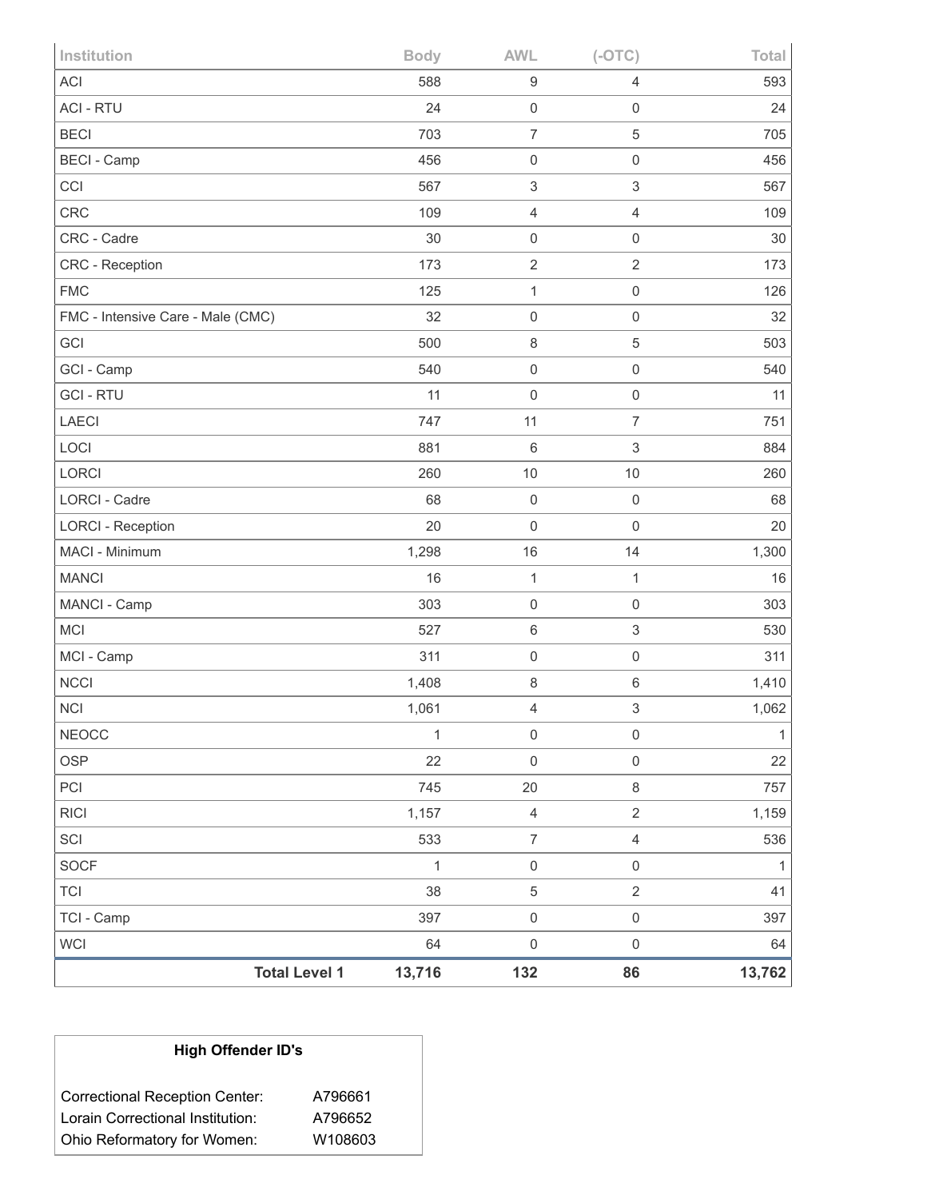| Institution | Body | AWL | (-OTC) | Total |
|---|---|---|---|---|
| ACI | 588 | 9 | 4 | 593 |
| ACI - RTU | 24 | 0 | 0 | 24 |
| BECI | 703 | 7 | 5 | 705 |
| BECI - Camp | 456 | 0 | 0 | 456 |
| CCI | 567 | 3 | 3 | 567 |
| CRC | 109 | 4 | 4 | 109 |
| CRC - Cadre | 30 | 0 | 0 | 30 |
| CRC - Reception | 173 | 2 | 2 | 173 |
| FMC | 125 | 1 | 0 | 126 |
| FMC - Intensive Care - Male (CMC) | 32 | 0 | 0 | 32 |
| GCI | 500 | 8 | 5 | 503 |
| GCI - Camp | 540 | 0 | 0 | 540 |
| GCI - RTU | 11 | 0 | 0 | 11 |
| LAECI | 747 | 11 | 7 | 751 |
| LOCI | 881 | 6 | 3 | 884 |
| LORCI | 260 | 10 | 10 | 260 |
| LORCI - Cadre | 68 | 0 | 0 | 68 |
| LORCI - Reception | 20 | 0 | 0 | 20 |
| MACI - Minimum | 1,298 | 16 | 14 | 1,300 |
| MANCI | 16 | 1 | 1 | 16 |
| MANCI - Camp | 303 | 0 | 0 | 303 |
| MCI | 527 | 6 | 3 | 530 |
| MCI - Camp | 311 | 0 | 0 | 311 |
| NCCI | 1,408 | 8 | 6 | 1,410 |
| NCI | 1,061 | 4 | 3 | 1,062 |
| NEOCC | 1 | 0 | 0 | 1 |
| OSP | 22 | 0 | 0 | 22 |
| PCI | 745 | 20 | 8 | 757 |
| RICI | 1,157 | 4 | 2 | 1,159 |
| SCI | 533 | 7 | 4 | 536 |
| SOCF | 1 | 0 | 0 | 1 |
| TCI | 38 | 5 | 2 | 41 |
| TCI - Camp | 397 | 0 | 0 | 397 |
| WCI | 64 | 0 | 0 | 64 |
| **Total Level 1** | **13,716** | **132** | **86** | **13,762** |

| High Offender ID's | |
|---|---|
| Correctional Reception Center: | A796661 |
| Lorain Correctional Institution: | A796652 |
| Ohio Reformatory for Women: | W108603 |